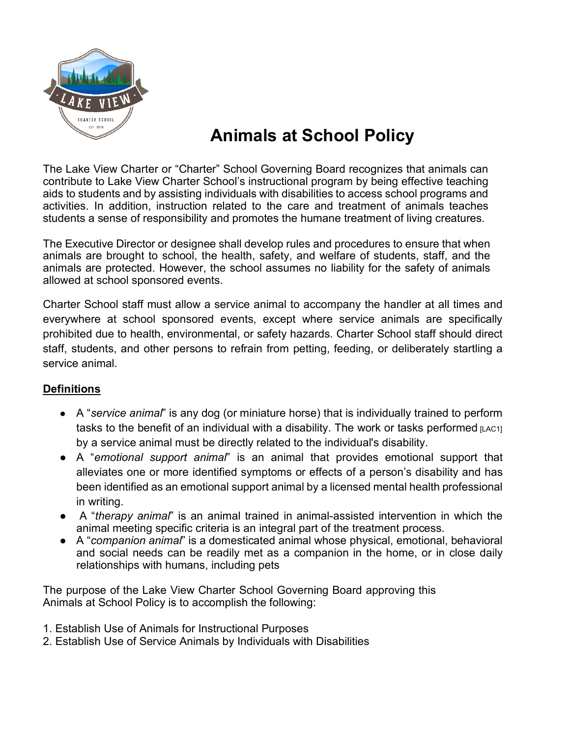# Animals at School Policy

The Lake View Charter or "Charter" School Governing Board recognizes that animals can contribute to Lake View Charter School's instructional program by being effective teaching aids to students and by assisting individuals with disabilities to access school programs and activities. In addition, instruction related to the care and treatment of animals teaches students a sense of responsibility and promotes the humane treatment of living creatures.

The Executive Director or designee shall develop rules and procedures to ensure that when animals are brought to school, the health, safety, and welfare of students, staff, and the animals are protected. However, the school assumes no liability for the safety of animals allowed at school sponsored events.

Charter School staff must allow a service animal to accompany the handler at all times and everywhere at school sponsored events, except where service animals are specifically prohibited due to health, environmental, or safety hazards. Charter School staff should direct staff, students, and other persons to refrain from petting, feeding, or deliberately startling a service animal.

## Definitions

- A "*service animal*" is any dog (or miniature horse) that is individually trained to perform tasks to the benefit of an individual with a disability. The work or tasks performed [LAC1] by a service animal must be directly related to the individual's disability.
- A "*emotional support animal*" is an animal that provides emotional support that alleviates one or more identified symptoms or effects of a person's disability and has been identified as an emotional support animal by a licensed mental health professional in writing.
- A "*therapy animal*" is an animal trained in animal-assisted intervention in which the animal meeting specific criteria is an integral part of the treatment process.
- A "*companion animal*" is a domesticated animal whose physical, emotional, behavioral and social needs can be readily met as a companion in the home, or in close daily relationships with humans, including pets

The purpose of the Lake View Charter School Governing Board approving this Animals at School Policy is to accomplish the following:

1. Establish Use of Animals for Instructional Purposes
2. Establish Use of Service Animals by Individuals with Disabilities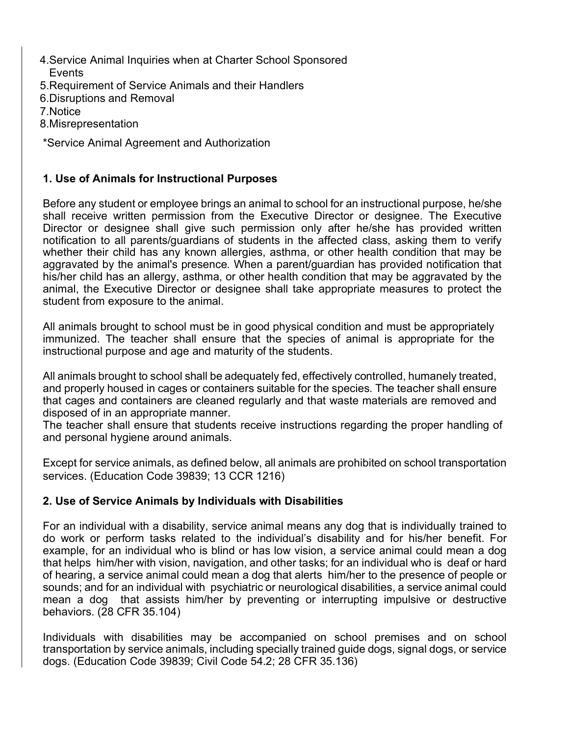4. Service Animal Inquiries when at Charter School Sponsored Events
5. Requirement of Service Animals and their Handlers
6. Disruptions and Removal
7. Notice
8. Misrepresentation

*Service Animal Agreement and Authorization

### 1. Use of Animals for Instructional Purposes

Before any student or employee brings an animal to school for an instructional purpose, he/she shall receive written permission from the Executive Director or designee. The Executive Director or designee shall give such permission only after he/she has provided written notification to all parents/guardians of students in the affected class, asking them to verify whether their child has any known allergies, asthma, or other health condition that may be aggravated by the animal's presence. When a parent/guardian has provided notification that his/her child has an allergy, asthma, or other health condition that may be aggravated by the animal, the Executive Director or designee shall take appropriate measures to protect the student from exposure to the animal.

All animals brought to school must be in good physical condition and must be appropriately immunized. The teacher shall ensure that the species of animal is appropriate for the instructional purpose and age and maturity of the students.

All animals brought to school shall be adequately fed, effectively controlled, humanely treated, and properly housed in cages or containers suitable for the species. The teacher shall ensure that cages and containers are cleaned regularly and that waste materials are removed and disposed of in an appropriate manner.
The teacher shall ensure that students receive instructions regarding the proper handling of and personal hygiene around animals.

Except for service animals, as defined below, all animals are prohibited on school transportation services. (Education Code 39839; 13 CCR 1216)

### 2. Use of Service Animals by Individuals with Disabilities

For an individual with a disability, service animal means any dog that is individually trained to do work or perform tasks related to the individual's disability and for his/her benefit. For example, for an individual who is blind or has low vision, a service animal could mean a dog that helps him/her with vision, navigation, and other tasks; for an individual who is deaf or hard of hearing, a service animal could mean a dog that alerts him/her to the presence of people or sounds; and for an individual with psychiatric or neurological disabilities, a service animal could mean a dog that assists him/her by preventing or interrupting impulsive or destructive behaviors. (28 CFR 35.104)

Individuals with disabilities may be accompanied on school premises and on school transportation by service animals, including specially trained guide dogs, signal dogs, or service dogs. (Education Code 39839; Civil Code 54.2; 28 CFR 35.136)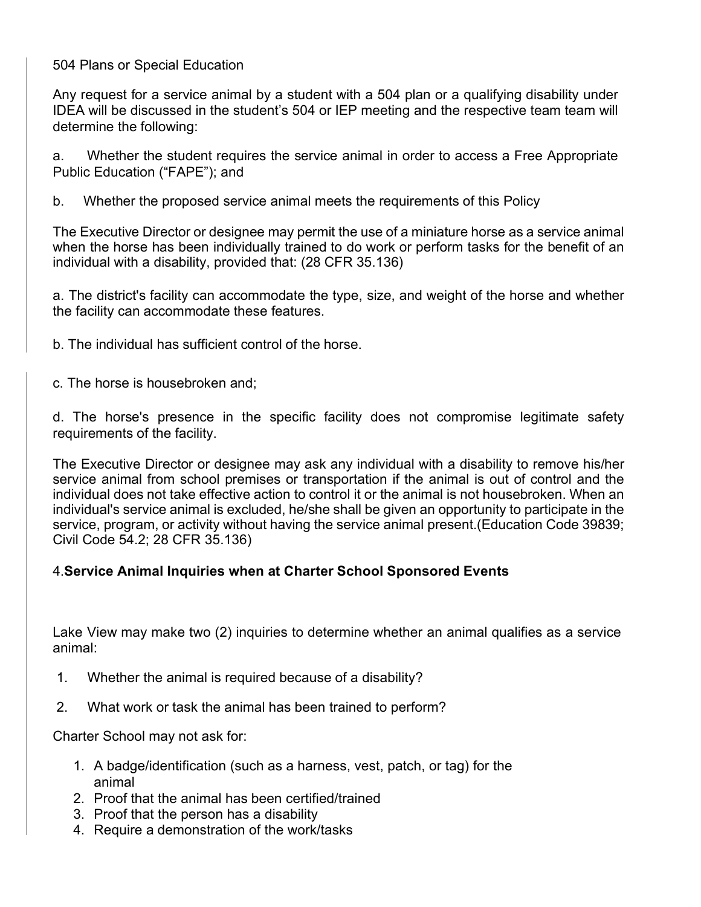504 Plans or Special Education

Any request for a service animal by a student with a 504 plan or a qualifying disability under IDEA will be discussed in the student's 504 or IEP meeting and the respective team team will determine the following:

a. Whether the student requires the service animal in order to access a Free Appropriate Public Education ("FAPE"); and

b. Whether the proposed service animal meets the requirements of this Policy

The Executive Director or designee may permit the use of a miniature horse as a service animal when the horse has been individually trained to do work or perform tasks for the benefit of an individual with a disability, provided that: (28 CFR 35.136)

a. The district's facility can accommodate the type, size, and weight of the horse and whether the facility can accommodate these features.

b. The individual has sufficient control of the horse.

c. The horse is housebroken and;

d. The horse's presence in the specific facility does not compromise legitimate safety requirements of the facility.

The Executive Director or designee may ask any individual with a disability to remove his/her service animal from school premises or transportation if the animal is out of control and the individual does not take effective action to control it or the animal is not housebroken. When an individual's service animal is excluded, he/she shall be given an opportunity to participate in the service, program, or activity without having the service animal present.(Education Code 39839; Civil Code 54.2; 28 CFR 35.136)

### 4. **Service Animal Inquiries when at Charter School Sponsored Events**

Lake View may make two (2) inquiries to determine whether an animal qualifies as a service animal:

1. Whether the animal is required because of a disability?
2. What work or task the animal has been trained to perform?

Charter School may not ask for:

1. A badge/identification (such as a harness, vest, patch, or tag) for the animal
2. Proof that the animal has been certified/trained
3. Proof that the person has a disability
4. Require a demonstration of the work/tasks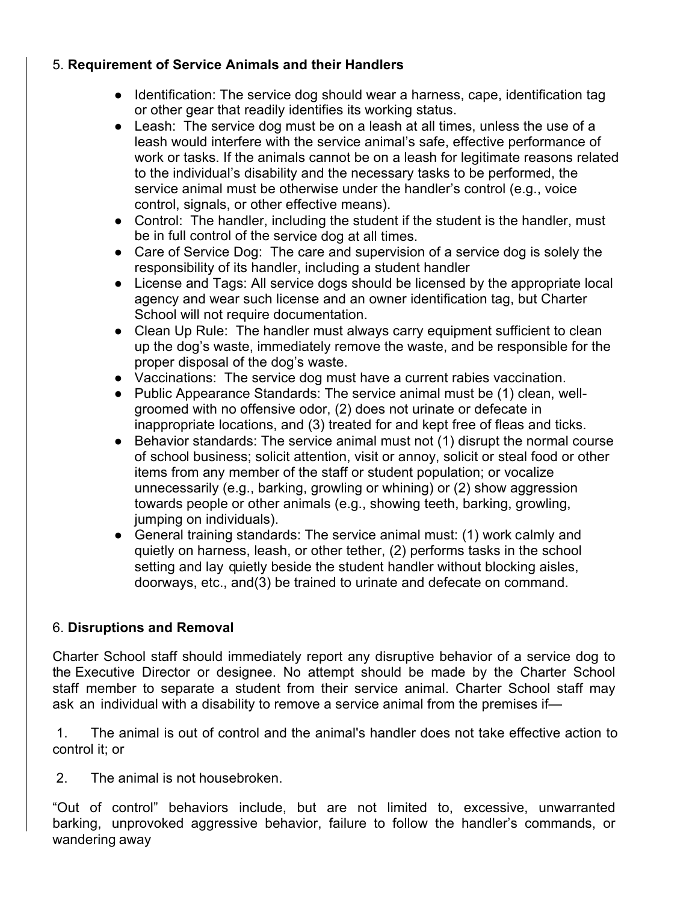## 5. **Requirement of Service Animals and their Handlers**

- Identification: The service dog should wear a harness, cape, identification tag or other gear that readily identifies its working status.
- Leash: The service dog must be on a leash at all times, unless the use of a leash would interfere with the service animal's safe, effective performance of work or tasks. If the animals cannot be on a leash for legitimate reasons related to the individual's disability and the necessary tasks to be performed, the service animal must be otherwise under the handler's control (e.g., voice control, signals, or other effective means).
- Control: The handler, including the student if the student is the handler, must be in full control of the service dog at all times.
- Care of Service Dog: The care and supervision of a service dog is solely the responsibility of its handler, including a student handler
- License and Tags: All service dogs should be licensed by the appropriate local agency and wear such license and an owner identification tag, but Charter School will not require documentation.
- Clean Up Rule: The handler must always carry equipment sufficient to clean up the dog's waste, immediately remove the waste, and be responsible for the proper disposal of the dog's waste.
- Vaccinations: The service dog must have a current rabies vaccination.
- Public Appearance Standards: The service animal must be (1) clean, well-groomed with no offensive odor, (2) does not urinate or defecate in inappropriate locations, and (3) treated for and kept free of fleas and ticks.
- Behavior standards: The service animal must not (1) disrupt the normal course of school business; solicit attention, visit or annoy, solicit or steal food or other items from any member of the staff or student population; or vocalize unnecessarily (e.g., barking, growling or whining) or (2) show aggression towards people or other animals (e.g., showing teeth, barking, growling, jumping on individuals).
- General training standards: The service animal must: (1) work calmly and quietly on harness, leash, or other tether, (2) performs tasks in the school setting and lay quietly beside the student handler without blocking aisles, doorways, etc., and(3) be trained to urinate and defecate on command.

## 6. **Disruptions and Removal**

Charter School staff should immediately report any disruptive behavior of a service dog to the Executive Director or designee. No attempt should be made by the Charter School staff member to separate a student from their service animal. Charter School staff may ask an individual with a disability to remove a service animal from the premises if—

1. The animal is out of control and the animal's handler does not take effective action to control it; or

2. The animal is not housebroken.

"Out of control" behaviors include, but are not limited to, excessive, unwarranted barking, unprovoked aggressive behavior, failure to follow the handler's commands, or wandering away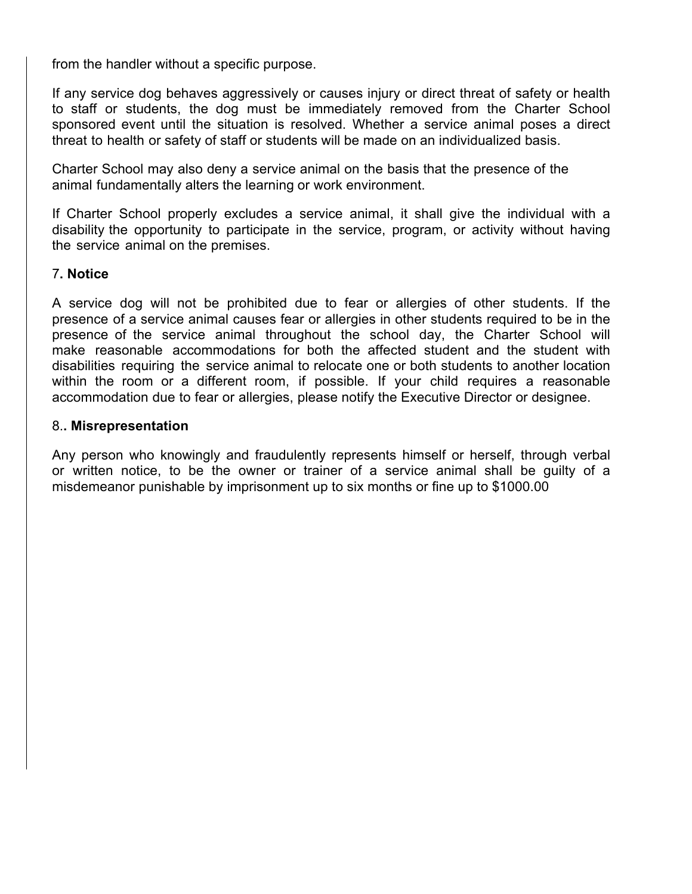from the handler without a specific purpose.

If any service dog behaves aggressively or causes injury or direct threat of safety or health to staff or students, the dog must be immediately removed from the Charter School sponsored event until the situation is resolved. Whether a service animal poses a direct threat to health or safety of staff or students will be made on an individualized basis.

Charter School may also deny a service animal on the basis that the presence of the animal fundamentally alters the learning or work environment.

If Charter School properly excludes a service animal, it shall give the individual with a disability the opportunity to participate in the service, program, or activity without having the service animal on the premises.

7**. Notice**

A service dog will not be prohibited due to fear or allergies of other students. If the presence of a service animal causes fear or allergies in other students required to be in the presence of the service animal throughout the school day, the Charter School will make reasonable accommodations for both the affected student and the student with disabilities requiring the service animal to relocate one or both students to another location within the room or a different room, if possible. If your child requires a reasonable accommodation due to fear or allergies, please notify the Executive Director or designee.

8.**. Misrepresentation**

Any person who knowingly and fraudulently represents himself or herself, through verbal or written notice, to be the owner or trainer of a service animal shall be guilty of a misdemeanor punishable by imprisonment up to six months or fine up to $1000.00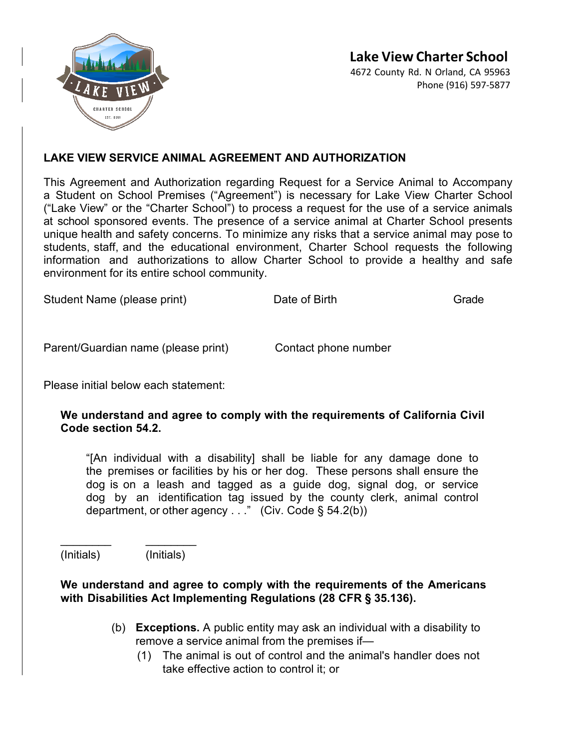**Lake View Charter School**
4672 County Rd. N Orland, CA 95963
Phone (916) 597-5877

## LAKE VIEW SERVICE ANIMAL AGREEMENT AND AUTHORIZATION

This Agreement and Authorization regarding Request for a Service Animal to Accompany a Student on School Premises ("Agreement") is necessary for Lake View Charter School ("Lake View" or the "Charter School") to process a request for the use of a service animals at school sponsored events. The presence of a service animal at Charter School presents unique health and safety concerns. To minimize any risks that a service animal may pose to students, staff, and the educational environment, Charter School requests the following information and authorizations to allow Charter School to provide a healthy and safe environment for its entire school community.

Student Name (please print)　　　　Date of Birth　　　　Grade

Parent/Guardian name (please print)　　　　Contact phone number

Please initial below each statement:

**We understand and agree to comply with the requirements of California Civil Code section 54.2.**

> "[An individual with a disability] shall be liable for any damage done to the premises or facilities by his or her dog. These persons shall ensure the dog is on a leash and tagged as a guide dog, signal dog, or service dog by an identification tag issued by the county clerk, animal control department, or other agency . . ." (Civ. Code § 54.2(b))

________ (Initials)　　________ (Initials)

**We understand and agree to comply with the requirements of the Americans with Disabilities Act Implementing Regulations (28 CFR § 35.136).**

(b) **Exceptions.** A public entity may ask an individual with a disability to remove a service animal from the premises if—

(1) The animal is out of control and the animal's handler does not take effective action to control it; or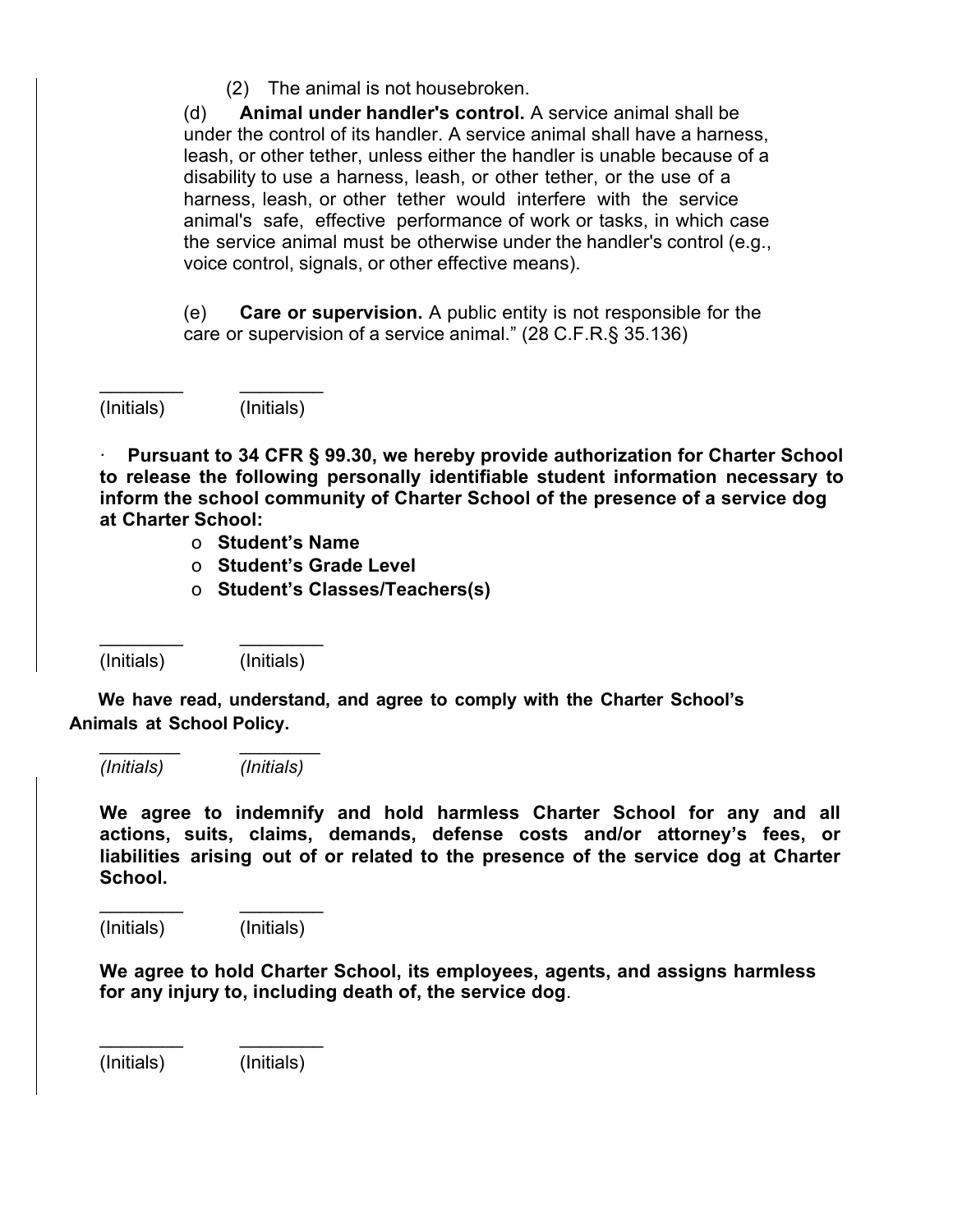(2) The animal is not housebroken.

(d) **Animal under handler's control.** A service animal shall be under the control of its handler. A service animal shall have a harness, leash, or other tether, unless either the handler is unable because of a disability to use a harness, leash, or other tether, or the use of a harness, leash, or other tether would interfere with the service animal's safe, effective performance of work or tasks, in which case the service animal must be otherwise under the handler's control (e.g., voice control, signals, or other effective means).

(e) **Care or supervision.** A public entity is not responsible for the care or supervision of a service animal." (28 C.F.R.§ 35.136)

________ ________
(Initials) (Initials)

· **Pursuant to 34 CFR § 99.30, we hereby provide authorization for Charter School to release the following personally identifiable student information necessary to inform the school community of Charter School of the presence of a service dog at Charter School:**

- **Student's Name**
- **Student's Grade Level**
- **Student's Classes/Teachers(s)**

________ ________
(Initials) (Initials)

**We have read, understand, and agree to comply with the Charter School's Animals at School Policy.**

________ ________
*(Initials)* *(Initials)*

**We agree to indemnify and hold harmless Charter School for any and all actions, suits, claims, demands, defense costs and/or attorney's fees, or liabilities arising out of or related to the presence of the service dog at Charter School.**

________ ________
(Initials) (Initials)

**We agree to hold Charter School, its employees, agents, and assigns harmless for any injury to, including death of, the service dog**.

________ ________
(Initials) (Initials)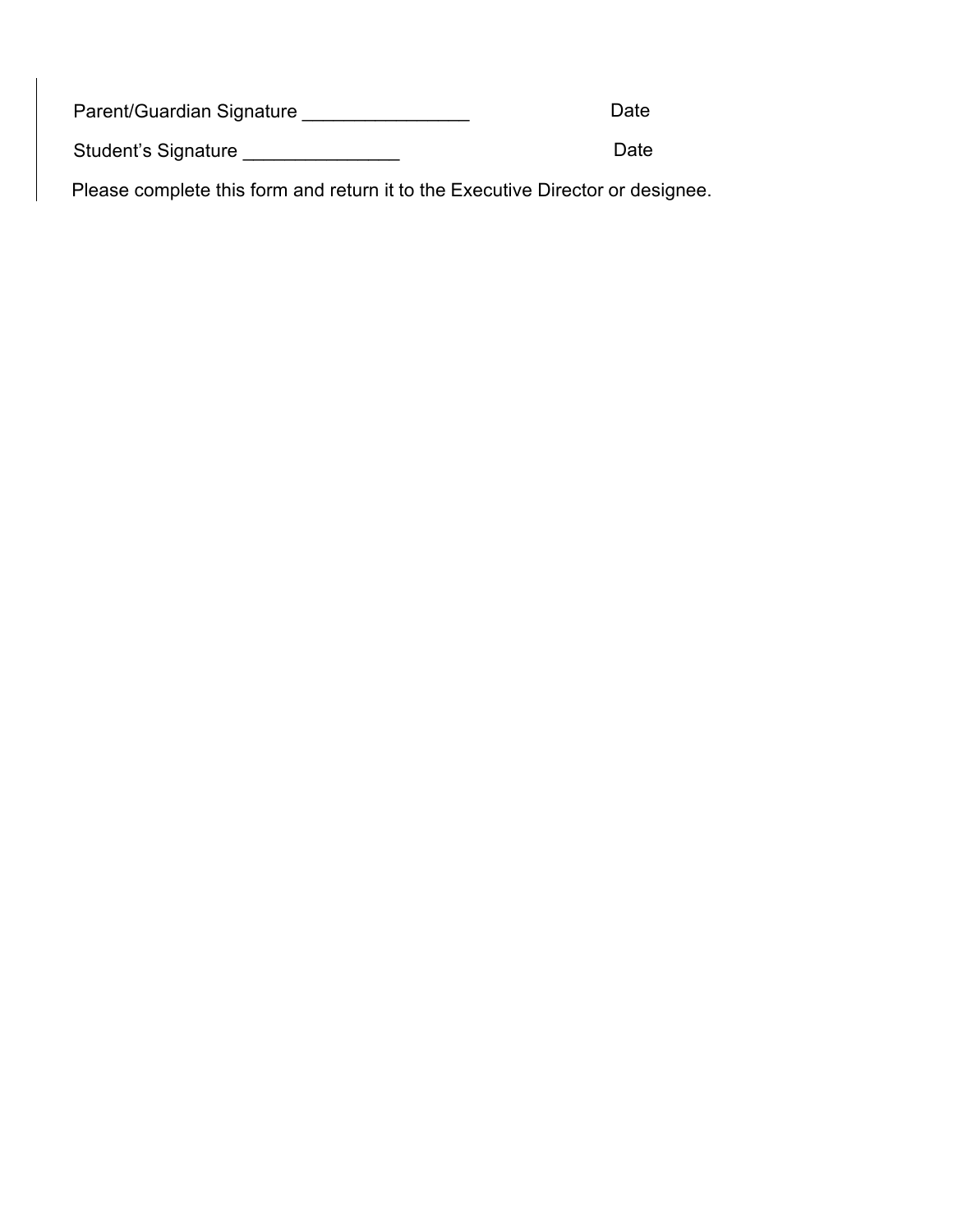Parent/Guardian Signature ________________ Date

Student's Signature _______________ Date

Please complete this form and return it to the Executive Director or designee.